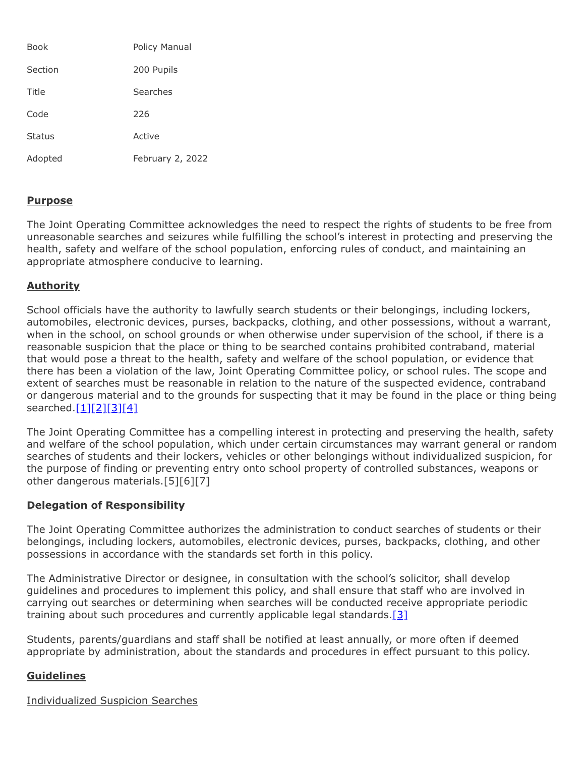| | |
|---|---|
| Book | Policy Manual |
| Section | 200 Pupils |
| Title | Searches |
| Code | 226 |
| Status | Active |
| Adopted | February 2, 2022 |

## Purpose

The Joint Operating Committee acknowledges the need to respect the rights of students to be free from unreasonable searches and seizures while fulfilling the school's interest in protecting and preserving the health, safety and welfare of the school population, enforcing rules of conduct, and maintaining an appropriate atmosphere conducive to learning.

## Authority

School officials have the authority to lawfully search students or their belongings, including lockers, automobiles, electronic devices, purses, backpacks, clothing, and other possessions, without a warrant, when in the school, on school grounds or when otherwise under supervision of the school, if there is a reasonable suspicion that the place or thing to be searched contains prohibited contraband, material that would pose a threat to the health, safety and welfare of the school population, or evidence that there has been a violation of the law, Joint Operating Committee policy, or school rules. The scope and extent of searches must be reasonable in relation to the nature of the suspected evidence, contraband or dangerous material and to the grounds for suspecting that it may be found in the place or thing being searched.[1][2][3][4]

The Joint Operating Committee has a compelling interest in protecting and preserving the health, safety and welfare of the school population, which under certain circumstances may warrant general or random searches of students and their lockers, vehicles or other belongings without individualized suspicion, for the purpose of finding or preventing entry onto school property of controlled substances, weapons or other dangerous materials.[5][6][7]

## Delegation of Responsibility

The Joint Operating Committee authorizes the administration to conduct searches of students or their belongings, including lockers, automobiles, electronic devices, purses, backpacks, clothing, and other possessions in accordance with the standards set forth in this policy.

The Administrative Director or designee, in consultation with the school's solicitor, shall develop guidelines and procedures to implement this policy, and shall ensure that staff who are involved in carrying out searches or determining when searches will be conducted receive appropriate periodic training about such procedures and currently applicable legal standards.[3]

Students, parents/guardians and staff shall be notified at least annually, or more often if deemed appropriate by administration, about the standards and procedures in effect pursuant to this policy.

## Guidelines

Individualized Suspicion Searches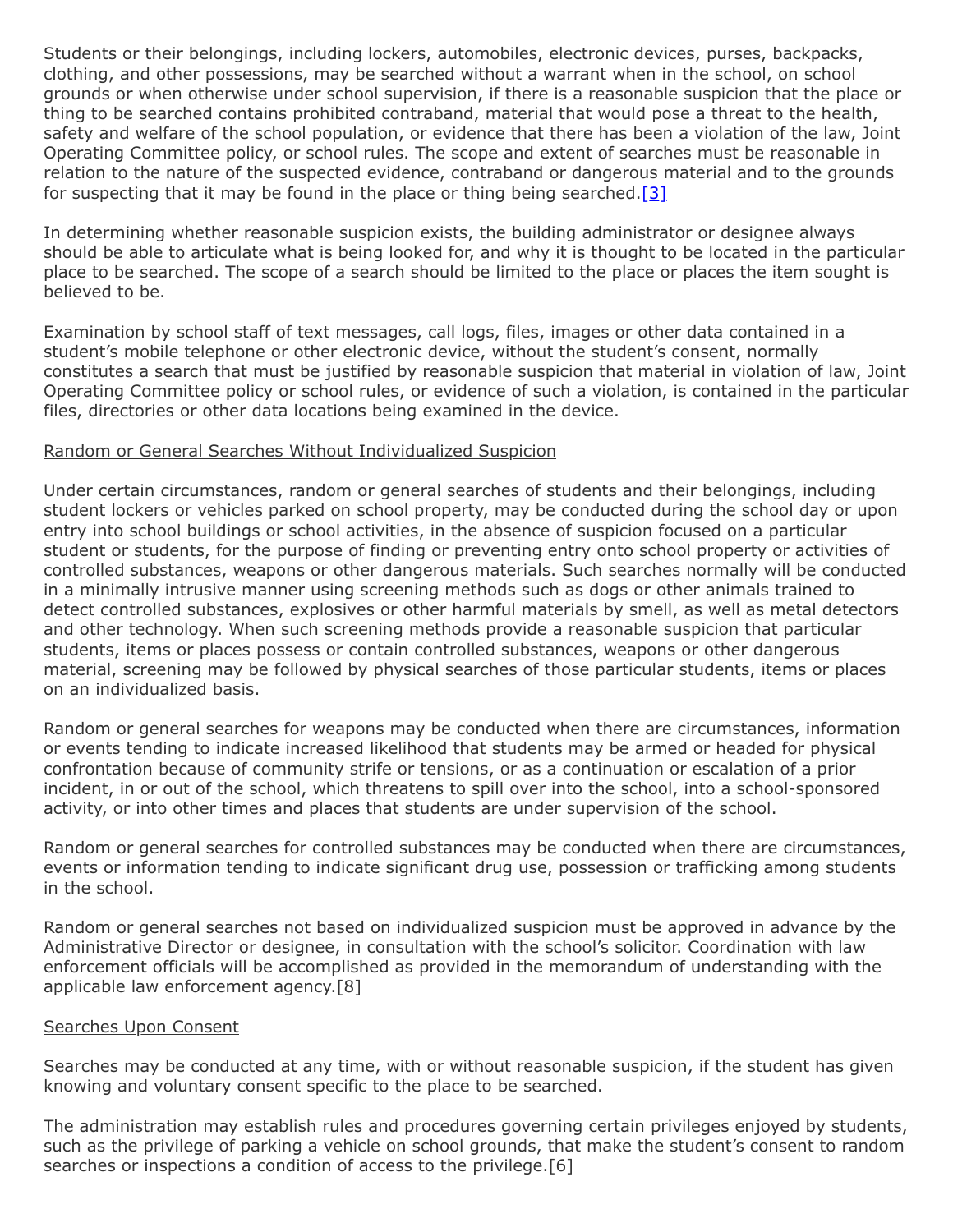Students or their belongings, including lockers, automobiles, electronic devices, purses, backpacks, clothing, and other possessions, may be searched without a warrant when in the school, on school grounds or when otherwise under school supervision, if there is a reasonable suspicion that the place or thing to be searched contains prohibited contraband, material that would pose a threat to the health, safety and welfare of the school population, or evidence that there has been a violation of the law, Joint Operating Committee policy, or school rules. The scope and extent of searches must be reasonable in relation to the nature of the suspected evidence, contraband or dangerous material and to the grounds for suspecting that it may be found in the place or thing being searched.[3]

In determining whether reasonable suspicion exists, the building administrator or designee always should be able to articulate what is being looked for, and why it is thought to be located in the particular place to be searched. The scope of a search should be limited to the place or places the item sought is believed to be.

Examination by school staff of text messages, call logs, files, images or other data contained in a student's mobile telephone or other electronic device, without the student's consent, normally constitutes a search that must be justified by reasonable suspicion that material in violation of law, Joint Operating Committee policy or school rules, or evidence of such a violation, is contained in the particular files, directories or other data locations being examined in the device.

<u>Random or General Searches Without Individualized Suspicion</u>

Under certain circumstances, random or general searches of students and their belongings, including student lockers or vehicles parked on school property, may be conducted during the school day or upon entry into school buildings or school activities, in the absence of suspicion focused on a particular student or students, for the purpose of finding or preventing entry onto school property or activities of controlled substances, weapons or other dangerous materials. Such searches normally will be conducted in a minimally intrusive manner using screening methods such as dogs or other animals trained to detect controlled substances, explosives or other harmful materials by smell, as well as metal detectors and other technology. When such screening methods provide a reasonable suspicion that particular students, items or places possess or contain controlled substances, weapons or other dangerous material, screening may be followed by physical searches of those particular students, items or places on an individualized basis.

Random or general searches for weapons may be conducted when there are circumstances, information or events tending to indicate increased likelihood that students may be armed or headed for physical confrontation because of community strife or tensions, or as a continuation or escalation of a prior incident, in or out of the school, which threatens to spill over into the school, into a school-sponsored activity, or into other times and places that students are under supervision of the school.

Random or general searches for controlled substances may be conducted when there are circumstances, events or information tending to indicate significant drug use, possession or trafficking among students in the school.

Random or general searches not based on individualized suspicion must be approved in advance by the Administrative Director or designee, in consultation with the school's solicitor. Coordination with law enforcement officials will be accomplished as provided in the memorandum of understanding with the applicable law enforcement agency.[8]

<u>Searches Upon Consent</u>

Searches may be conducted at any time, with or without reasonable suspicion, if the student has given knowing and voluntary consent specific to the place to be searched.

The administration may establish rules and procedures governing certain privileges enjoyed by students, such as the privilege of parking a vehicle on school grounds, that make the student's consent to random searches or inspections a condition of access to the privilege.[6]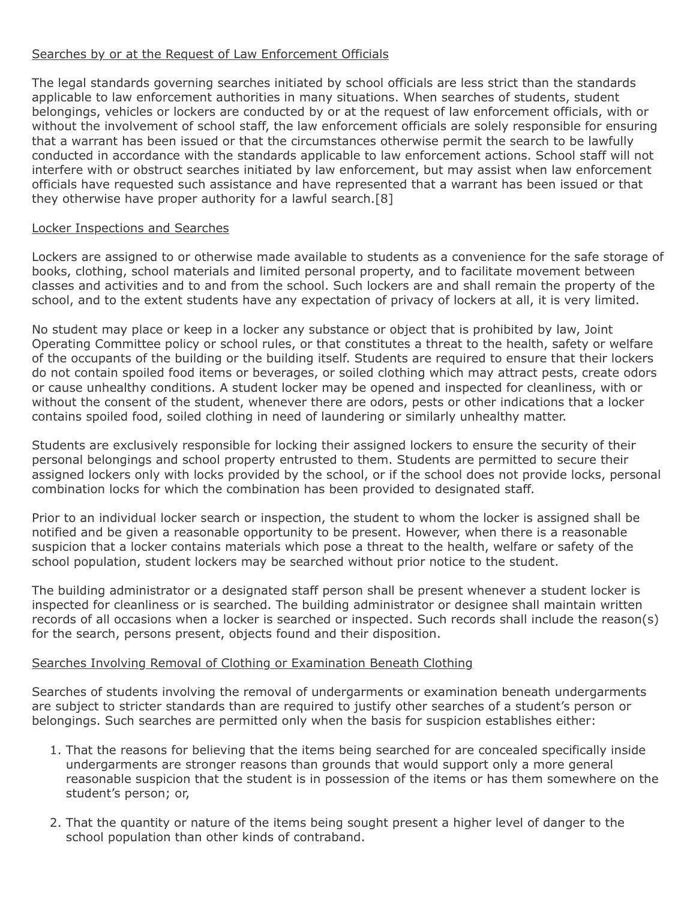<u>Searches by or at the Request of Law Enforcement Officials</u>

The legal standards governing searches initiated by school officials are less strict than the standards applicable to law enforcement authorities in many situations. When searches of students, student belongings, vehicles or lockers are conducted by or at the request of law enforcement officials, with or without the involvement of school staff, the law enforcement officials are solely responsible for ensuring that a warrant has been issued or that the circumstances otherwise permit the search to be lawfully conducted in accordance with the standards applicable to law enforcement actions. School staff will not interfere with or obstruct searches initiated by law enforcement, but may assist when law enforcement officials have requested such assistance and have represented that a warrant has been issued or that they otherwise have proper authority for a lawful search.[8]

<u>Locker Inspections and Searches</u>

Lockers are assigned to or otherwise made available to students as a convenience for the safe storage of books, clothing, school materials and limited personal property, and to facilitate movement between classes and activities and to and from the school. Such lockers are and shall remain the property of the school, and to the extent students have any expectation of privacy of lockers at all, it is very limited.

No student may place or keep in a locker any substance or object that is prohibited by law, Joint Operating Committee policy or school rules, or that constitutes a threat to the health, safety or welfare of the occupants of the building or the building itself. Students are required to ensure that their lockers do not contain spoiled food items or beverages, or soiled clothing which may attract pests, create odors or cause unhealthy conditions. A student locker may be opened and inspected for cleanliness, with or without the consent of the student, whenever there are odors, pests or other indications that a locker contains spoiled food, soiled clothing in need of laundering or similarly unhealthy matter.

Students are exclusively responsible for locking their assigned lockers to ensure the security of their personal belongings and school property entrusted to them. Students are permitted to secure their assigned lockers only with locks provided by the school, or if the school does not provide locks, personal combination locks for which the combination has been provided to designated staff.

Prior to an individual locker search or inspection, the student to whom the locker is assigned shall be notified and be given a reasonable opportunity to be present. However, when there is a reasonable suspicion that a locker contains materials which pose a threat to the health, welfare or safety of the school population, student lockers may be searched without prior notice to the student.

The building administrator or a designated staff person shall be present whenever a student locker is inspected for cleanliness or is searched. The building administrator or designee shall maintain written records of all occasions when a locker is searched or inspected. Such records shall include the reason(s) for the search, persons present, objects found and their disposition.

<u>Searches Involving Removal of Clothing or Examination Beneath Clothing</u>

Searches of students involving the removal of undergarments or examination beneath undergarments are subject to stricter standards than are required to justify other searches of a student's person or belongings. Such searches are permitted only when the basis for suspicion establishes either:

1. That the reasons for believing that the items being searched for are concealed specifically inside undergarments are stronger reasons than grounds that would support only a more general reasonable suspicion that the student is in possession of the items or has them somewhere on the student's person; or,

2. That the quantity or nature of the items being sought present a higher level of danger to the school population than other kinds of contraband.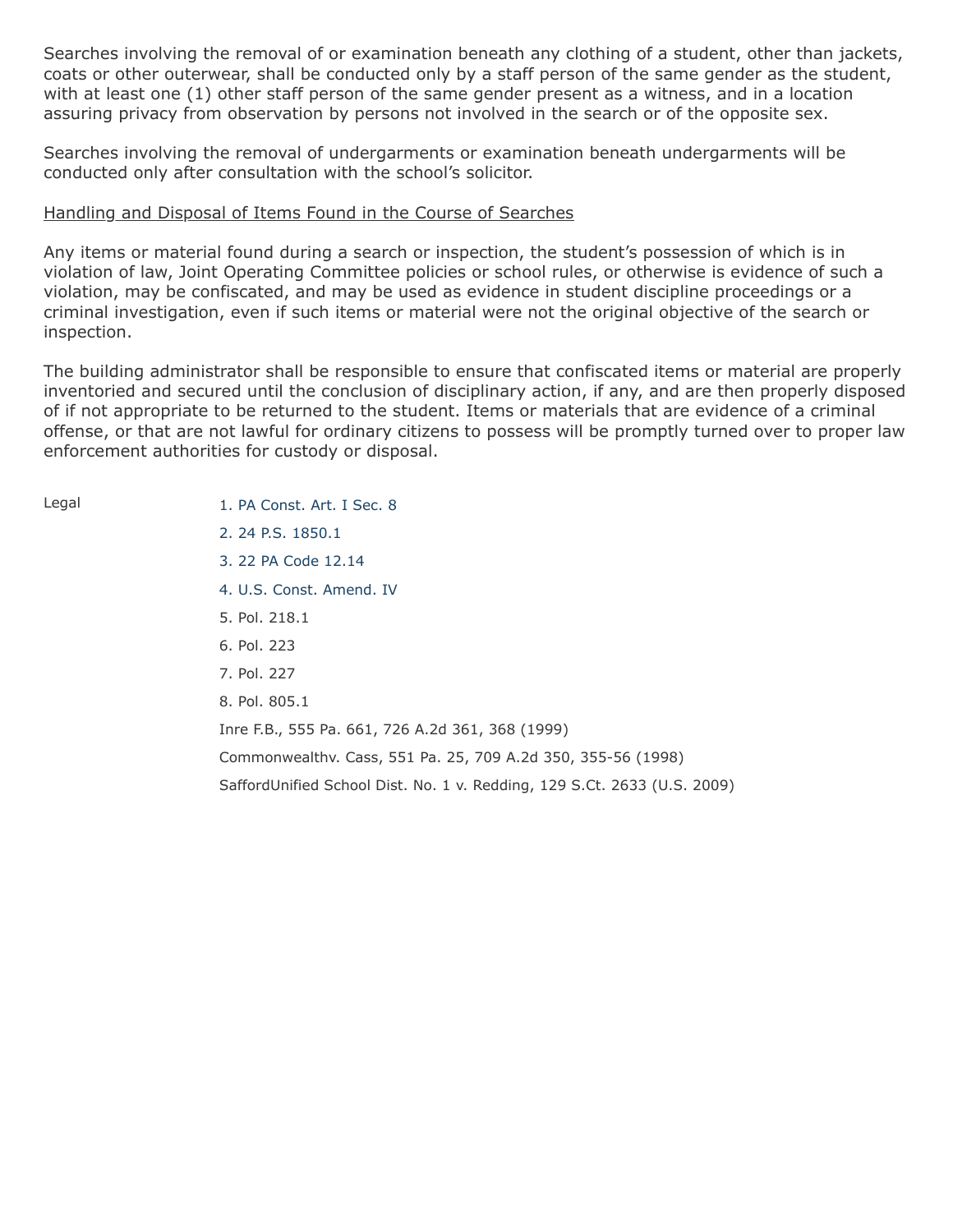Searches involving the removal of or examination beneath any clothing of a student, other than jackets, coats or other outerwear, shall be conducted only by a staff person of the same gender as the student, with at least one (1) other staff person of the same gender present as a witness, and in a location assuring privacy from observation by persons not involved in the search or of the opposite sex.

Searches involving the removal of undergarments or examination beneath undergarments will be conducted only after consultation with the school's solicitor.

<u>Handling and Disposal of Items Found in the Course of Searches</u>

Any items or material found during a search or inspection, the student's possession of which is in violation of law, Joint Operating Committee policies or school rules, or otherwise is evidence of such a violation, may be confiscated, and may be used as evidence in student discipline proceedings or a criminal investigation, even if such items or material were not the original objective of the search or inspection.

The building administrator shall be responsible to ensure that confiscated items or material are properly inventoried and secured until the conclusion of disciplinary action, if any, and are then properly disposed of if not appropriate to be returned to the student. Items or materials that are evidence of a criminal offense, or that are not lawful for ordinary citizens to possess will be promptly turned over to proper law enforcement authorities for custody or disposal.

Legal

1. PA Const. Art. I Sec. 8
2. 24 P.S. 1850.1
3. 22 PA Code 12.14
4. U.S. Const. Amend. IV
5. Pol. 218.1
6. Pol. 223
7. Pol. 227
8. Pol. 805.1

Inre F.B., 555 Pa. 661, 726 A.2d 361, 368 (1999)

Commonwealthv. Cass, 551 Pa. 25, 709 A.2d 350, 355-56 (1998)

SaffordUnified School Dist. No. 1 v. Redding, 129 S.Ct. 2633 (U.S. 2009)